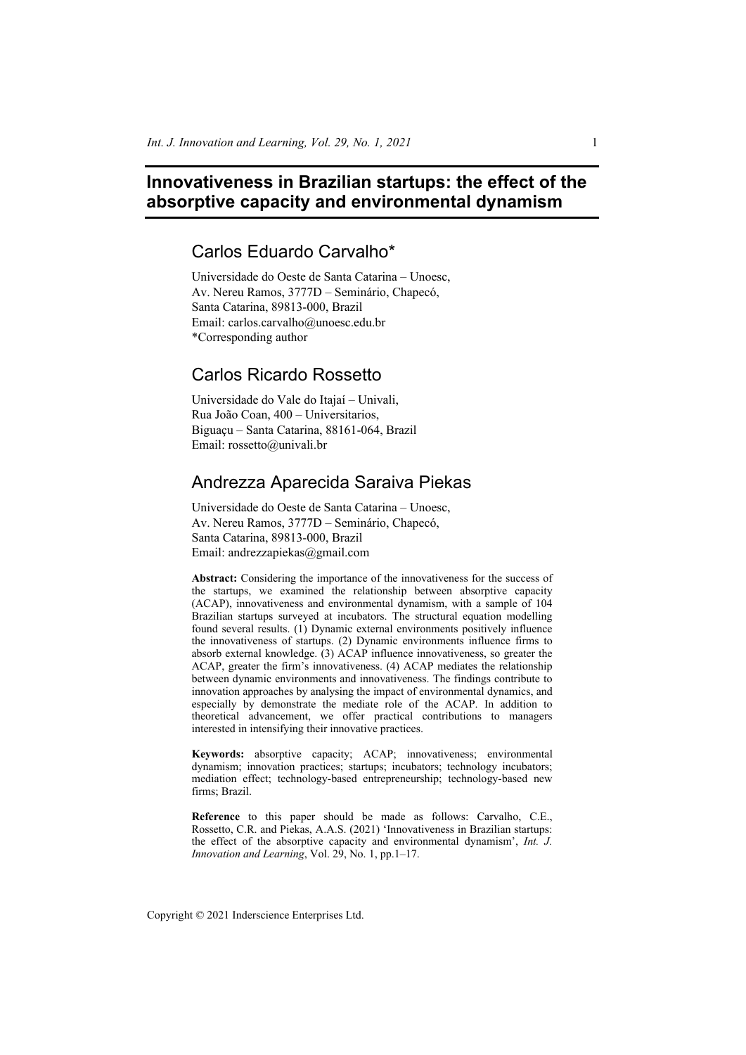# Innovativeness in Brazilian startups: the effect of the absorptive capacity and environmental dynamism

## Carlos Eduardo Carvalho*

Universidade do Oeste de Santa Catarina – Unoesc,
Av. Nereu Ramos, 3777D – Seminário, Chapecó,
Santa Catarina, 89813-000, Brazil
Email: carlos.carvalho@unoesc.edu.br
*Corresponding author

## Carlos Ricardo Rossetto

Universidade do Vale do Itajaí – Univali,
Rua João Coan, 400 – Universitarios,
Biguaçu – Santa Catarina, 88161-064, Brazil
Email: rossetto@univali.br

## Andrezza Aparecida Saraiva Piekas

Universidade do Oeste de Santa Catarina – Unoesc,
Av. Nereu Ramos, 3777D – Seminário, Chapecó,
Santa Catarina, 89813-000, Brazil
Email: andrezzapiekas@gmail.com

**Abstract:** Considering the importance of the innovativeness for the success of the startups, we examined the relationship between absorptive capacity (ACAP), innovativeness and environmental dynamism, with a sample of 104 Brazilian startups surveyed at incubators. The structural equation modelling found several results. (1) Dynamic external environments positively influence the innovativeness of startups. (2) Dynamic environments influence firms to absorb external knowledge. (3) ACAP influence innovativeness, so greater the ACAP, greater the firm's innovativeness. (4) ACAP mediates the relationship between dynamic environments and innovativeness. The findings contribute to innovation approaches by analysing the impact of environmental dynamics, and especially by demonstrate the mediate role of the ACAP. In addition to theoretical advancement, we offer practical contributions to managers interested in intensifying their innovative practices.

**Keywords:** absorptive capacity; ACAP; innovativeness; environmental dynamism; innovation practices; startups; incubators; technology incubators; mediation effect; technology-based entrepreneurship; technology-based new firms; Brazil.

**Reference** to this paper should be made as follows: Carvalho, C.E., Rossetto, C.R. and Piekas, A.A.S. (2021) 'Innovativeness in Brazilian startups: the effect of the absorptive capacity and environmental dynamism', *Int. J. Innovation and Learning*, Vol. 29, No. 1, pp.1–17.

Copyright © 2021 Inderscience Enterprises Ltd.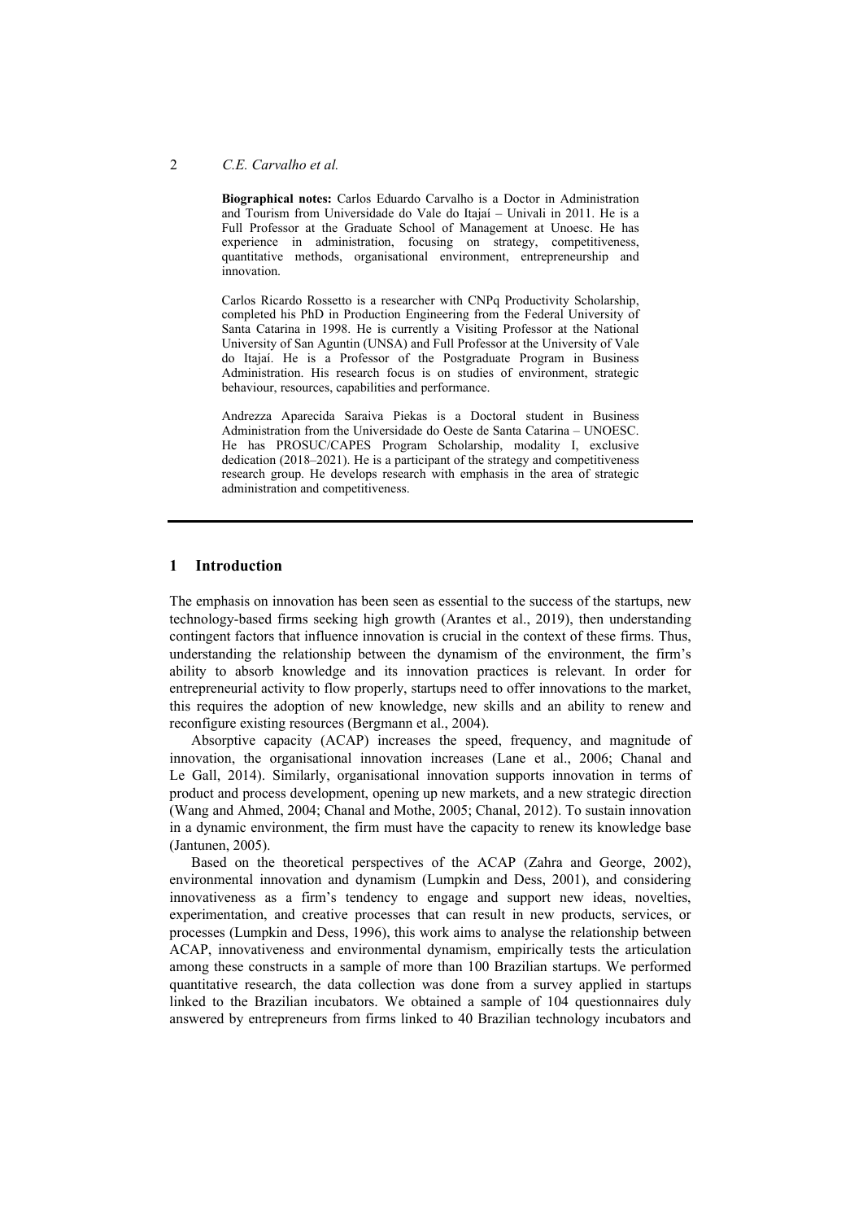**Biographical notes:** Carlos Eduardo Carvalho is a Doctor in Administration and Tourism from Universidade do Vale do Itajaí – Univali in 2011. He is a Full Professor at the Graduate School of Management at Unoesc. He has experience in administration, focusing on strategy, competitiveness, quantitative methods, organisational environment, entrepreneurship and innovation.

Carlos Ricardo Rossetto is a researcher with CNPq Productivity Scholarship, completed his PhD in Production Engineering from the Federal University of Santa Catarina in 1998. He is currently a Visiting Professor at the National University of San Aguntin (UNSA) and Full Professor at the University of Vale do Itajaí. He is a Professor of the Postgraduate Program in Business Administration. His research focus is on studies of environment, strategic behaviour, resources, capabilities and performance.

Andrezza Aparecida Saraiva Piekas is a Doctoral student in Business Administration from the Universidade do Oeste de Santa Catarina – UNOESC. He has PROSUC/CAPES Program Scholarship, modality I, exclusive dedication (2018–2021). He is a participant of the strategy and competitiveness research group. He develops research with emphasis in the area of strategic administration and competitiveness.

## 1 Introduction

The emphasis on innovation has been seen as essential to the success of the startups, new technology-based firms seeking high growth (Arantes et al., 2019), then understanding contingent factors that influence innovation is crucial in the context of these firms. Thus, understanding the relationship between the dynamism of the environment, the firm's ability to absorb knowledge and its innovation practices is relevant. In order for entrepreneurial activity to flow properly, startups need to offer innovations to the market, this requires the adoption of new knowledge, new skills and an ability to renew and reconfigure existing resources (Bergmann et al., 2004).

Absorptive capacity (ACAP) increases the speed, frequency, and magnitude of innovation, the organisational innovation increases (Lane et al., 2006; Chanal and Le Gall, 2014). Similarly, organisational innovation supports innovation in terms of product and process development, opening up new markets, and a new strategic direction (Wang and Ahmed, 2004; Chanal and Mothe, 2005; Chanal, 2012). To sustain innovation in a dynamic environment, the firm must have the capacity to renew its knowledge base (Jantunen, 2005).

Based on the theoretical perspectives of the ACAP (Zahra and George, 2002), environmental innovation and dynamism (Lumpkin and Dess, 2001), and considering innovativeness as a firm's tendency to engage and support new ideas, novelties, experimentation, and creative processes that can result in new products, services, or processes (Lumpkin and Dess, 1996), this work aims to analyse the relationship between ACAP, innovativeness and environmental dynamism, empirically tests the articulation among these constructs in a sample of more than 100 Brazilian startups. We performed quantitative research, the data collection was done from a survey applied in startups linked to the Brazilian incubators. We obtained a sample of 104 questionnaires duly answered by entrepreneurs from firms linked to 40 Brazilian technology incubators and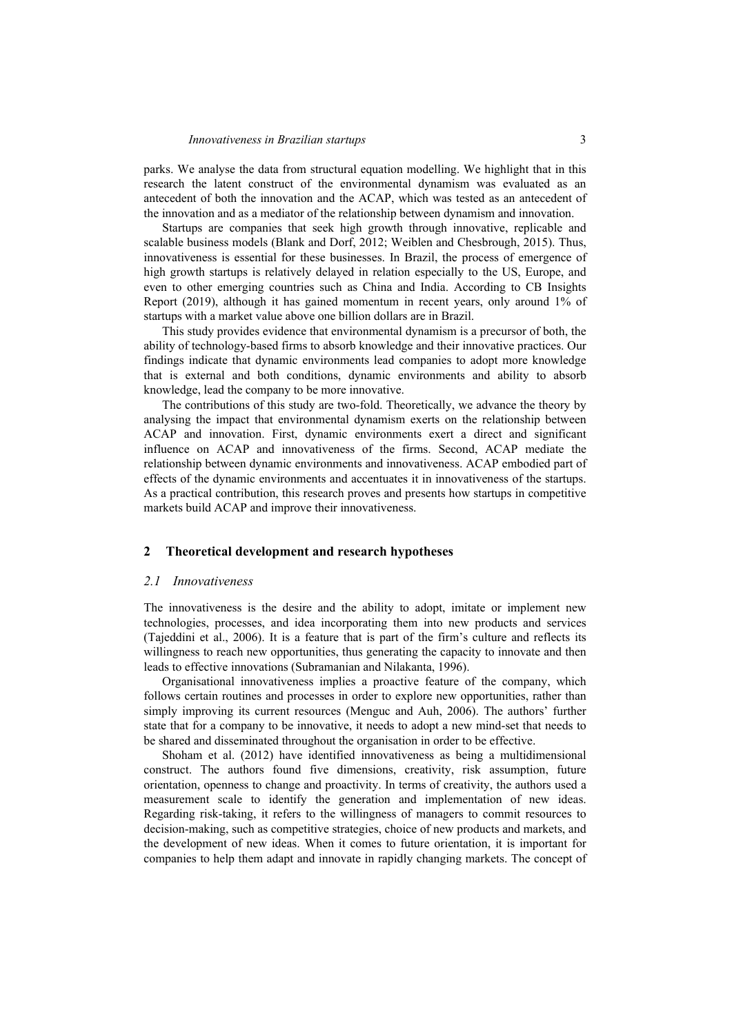parks. We analyse the data from structural equation modelling. We highlight that in this research the latent construct of the environmental dynamism was evaluated as an antecedent of both the innovation and the ACAP, which was tested as an antecedent of the innovation and as a mediator of the relationship between dynamism and innovation.

Startups are companies that seek high growth through innovative, replicable and scalable business models (Blank and Dorf, 2012; Weiblen and Chesbrough, 2015). Thus, innovativeness is essential for these businesses. In Brazil, the process of emergence of high growth startups is relatively delayed in relation especially to the US, Europe, and even to other emerging countries such as China and India. According to CB Insights Report (2019), although it has gained momentum in recent years, only around 1% of startups with a market value above one billion dollars are in Brazil.

This study provides evidence that environmental dynamism is a precursor of both, the ability of technology-based firms to absorb knowledge and their innovative practices. Our findings indicate that dynamic environments lead companies to adopt more knowledge that is external and both conditions, dynamic environments and ability to absorb knowledge, lead the company to be more innovative.

The contributions of this study are two-fold. Theoretically, we advance the theory by analysing the impact that environmental dynamism exerts on the relationship between ACAP and innovation. First, dynamic environments exert a direct and significant influence on ACAP and innovativeness of the firms. Second, ACAP mediate the relationship between dynamic environments and innovativeness. ACAP embodied part of effects of the dynamic environments and accentuates it in innovativeness of the startups. As a practical contribution, this research proves and presents how startups in competitive markets build ACAP and improve their innovativeness.

## 2 Theoretical development and research hypotheses

### *2.1 Innovativeness*

The innovativeness is the desire and the ability to adopt, imitate or implement new technologies, processes, and idea incorporating them into new products and services (Tajeddini et al., 2006). It is a feature that is part of the firm's culture and reflects its willingness to reach new opportunities, thus generating the capacity to innovate and then leads to effective innovations (Subramanian and Nilakanta, 1996).

Organisational innovativeness implies a proactive feature of the company, which follows certain routines and processes in order to explore new opportunities, rather than simply improving its current resources (Menguc and Auh, 2006). The authors' further state that for a company to be innovative, it needs to adopt a new mind-set that needs to be shared and disseminated throughout the organisation in order to be effective.

Shoham et al. (2012) have identified innovativeness as being a multidimensional construct. The authors found five dimensions, creativity, risk assumption, future orientation, openness to change and proactivity. In terms of creativity, the authors used a measurement scale to identify the generation and implementation of new ideas. Regarding risk-taking, it refers to the willingness of managers to commit resources to decision-making, such as competitive strategies, choice of new products and markets, and the development of new ideas. When it comes to future orientation, it is important for companies to help them adapt and innovate in rapidly changing markets. The concept of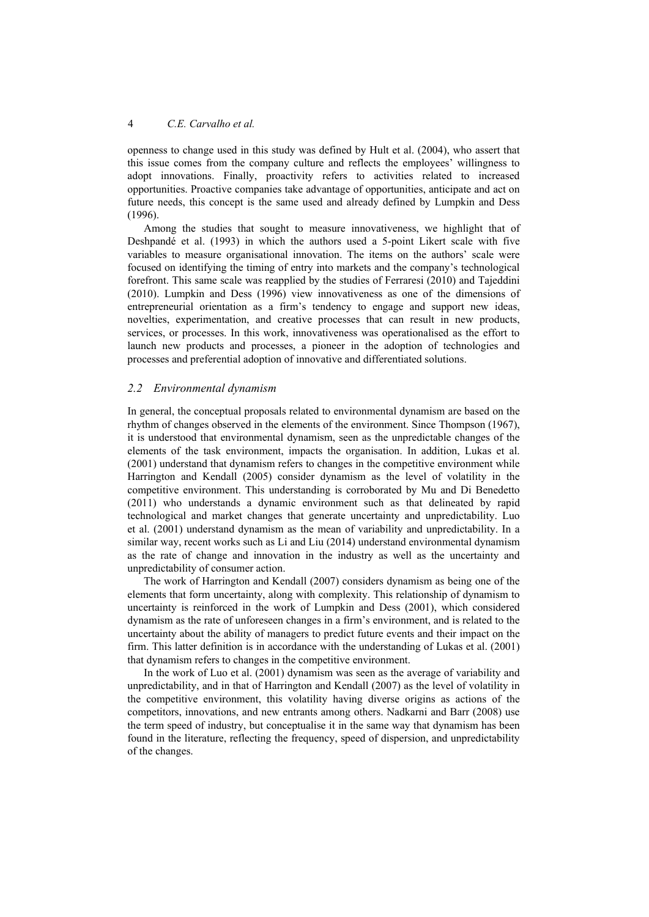openness to change used in this study was defined by Hult et al. (2004), who assert that this issue comes from the company culture and reflects the employees' willingness to adopt innovations. Finally, proactivity refers to activities related to increased opportunities. Proactive companies take advantage of opportunities, anticipate and act on future needs, this concept is the same used and already defined by Lumpkin and Dess (1996).

Among the studies that sought to measure innovativeness, we highlight that of Deshpandé et al. (1993) in which the authors used a 5-point Likert scale with five variables to measure organisational innovation. The items on the authors' scale were focused on identifying the timing of entry into markets and the company's technological forefront. This same scale was reapplied by the studies of Ferraresi (2010) and Tajeddini (2010). Lumpkin and Dess (1996) view innovativeness as one of the dimensions of entrepreneurial orientation as a firm's tendency to engage and support new ideas, novelties, experimentation, and creative processes that can result in new products, services, or processes. In this work, innovativeness was operationalised as the effort to launch new products and processes, a pioneer in the adoption of technologies and processes and preferential adoption of innovative and differentiated solutions.

### *2.2 Environmental dynamism*

In general, the conceptual proposals related to environmental dynamism are based on the rhythm of changes observed in the elements of the environment. Since Thompson (1967), it is understood that environmental dynamism, seen as the unpredictable changes of the elements of the task environment, impacts the organisation. In addition, Lukas et al. (2001) understand that dynamism refers to changes in the competitive environment while Harrington and Kendall (2005) consider dynamism as the level of volatility in the competitive environment. This understanding is corroborated by Mu and Di Benedetto (2011) who understands a dynamic environment such as that delineated by rapid technological and market changes that generate uncertainty and unpredictability. Luo et al. (2001) understand dynamism as the mean of variability and unpredictability. In a similar way, recent works such as Li and Liu (2014) understand environmental dynamism as the rate of change and innovation in the industry as well as the uncertainty and unpredictability of consumer action.

The work of Harrington and Kendall (2007) considers dynamism as being one of the elements that form uncertainty, along with complexity. This relationship of dynamism to uncertainty is reinforced in the work of Lumpkin and Dess (2001), which considered dynamism as the rate of unforeseen changes in a firm's environment, and is related to the uncertainty about the ability of managers to predict future events and their impact on the firm. This latter definition is in accordance with the understanding of Lukas et al. (2001) that dynamism refers to changes in the competitive environment.

In the work of Luo et al. (2001) dynamism was seen as the average of variability and unpredictability, and in that of Harrington and Kendall (2007) as the level of volatility in the competitive environment, this volatility having diverse origins as actions of the competitors, innovations, and new entrants among others. Nadkarni and Barr (2008) use the term speed of industry, but conceptualise it in the same way that dynamism has been found in the literature, reflecting the frequency, speed of dispersion, and unpredictability of the changes.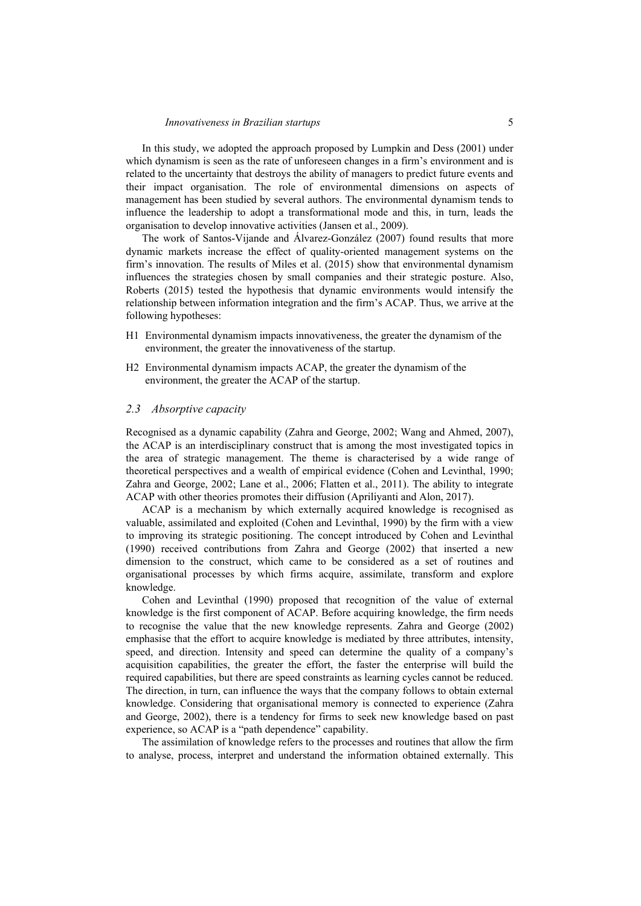In this study, we adopted the approach proposed by Lumpkin and Dess (2001) under which dynamism is seen as the rate of unforeseen changes in a firm's environment and is related to the uncertainty that destroys the ability of managers to predict future events and their impact organisation. The role of environmental dimensions on aspects of management has been studied by several authors. The environmental dynamism tends to influence the leadership to adopt a transformational mode and this, in turn, leads the organisation to develop innovative activities (Jansen et al., 2009).

The work of Santos-Vijande and Álvarez-González (2007) found results that more dynamic markets increase the effect of quality-oriented management systems on the firm's innovation. The results of Miles et al. (2015) show that environmental dynamism influences the strategies chosen by small companies and their strategic posture. Also, Roberts (2015) tested the hypothesis that dynamic environments would intensify the relationship between information integration and the firm's ACAP. Thus, we arrive at the following hypotheses:

- H1 Environmental dynamism impacts innovativeness, the greater the dynamism of the environment, the greater the innovativeness of the startup.
- H2 Environmental dynamism impacts ACAP, the greater the dynamism of the environment, the greater the ACAP of the startup.

### *2.3 Absorptive capacity*

Recognised as a dynamic capability (Zahra and George, 2002; Wang and Ahmed, 2007), the ACAP is an interdisciplinary construct that is among the most investigated topics in the area of strategic management. The theme is characterised by a wide range of theoretical perspectives and a wealth of empirical evidence (Cohen and Levinthal, 1990; Zahra and George, 2002; Lane et al., 2006; Flatten et al., 2011). The ability to integrate ACAP with other theories promotes their diffusion (Apriliyanti and Alon, 2017).

ACAP is a mechanism by which externally acquired knowledge is recognised as valuable, assimilated and exploited (Cohen and Levinthal, 1990) by the firm with a view to improving its strategic positioning. The concept introduced by Cohen and Levinthal (1990) received contributions from Zahra and George (2002) that inserted a new dimension to the construct, which came to be considered as a set of routines and organisational processes by which firms acquire, assimilate, transform and explore knowledge.

Cohen and Levinthal (1990) proposed that recognition of the value of external knowledge is the first component of ACAP. Before acquiring knowledge, the firm needs to recognise the value that the new knowledge represents. Zahra and George (2002) emphasise that the effort to acquire knowledge is mediated by three attributes, intensity, speed, and direction. Intensity and speed can determine the quality of a company's acquisition capabilities, the greater the effort, the faster the enterprise will build the required capabilities, but there are speed constraints as learning cycles cannot be reduced. The direction, in turn, can influence the ways that the company follows to obtain external knowledge. Considering that organisational memory is connected to experience (Zahra and George, 2002), there is a tendency for firms to seek new knowledge based on past experience, so ACAP is a "path dependence" capability.

The assimilation of knowledge refers to the processes and routines that allow the firm to analyse, process, interpret and understand the information obtained externally. This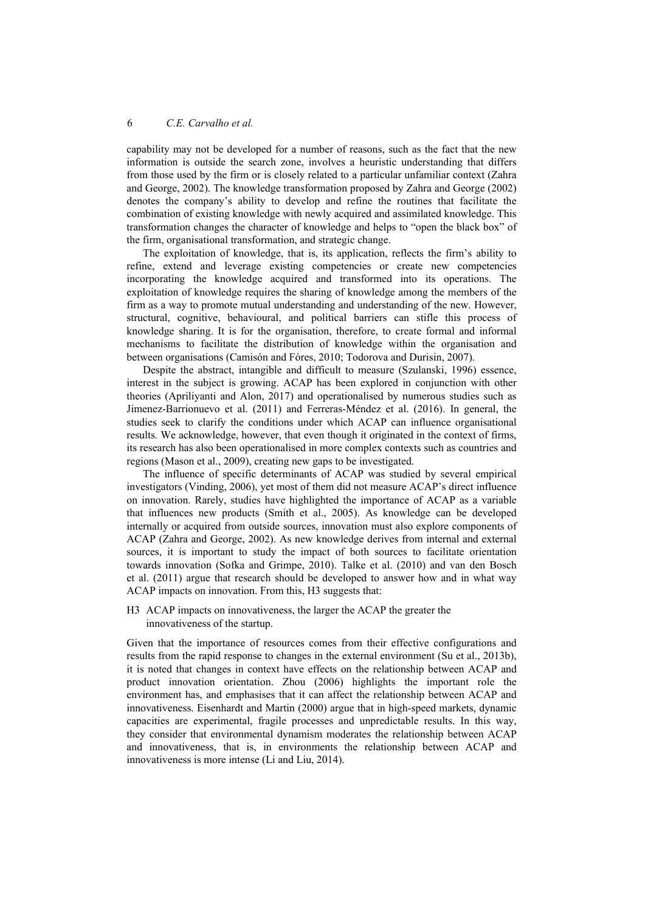capability may not be developed for a number of reasons, such as the fact that the new information is outside the search zone, involves a heuristic understanding that differs from those used by the firm or is closely related to a particular unfamiliar context (Zahra and George, 2002). The knowledge transformation proposed by Zahra and George (2002) denotes the company's ability to develop and refine the routines that facilitate the combination of existing knowledge with newly acquired and assimilated knowledge. This transformation changes the character of knowledge and helps to "open the black box" of the firm, organisational transformation, and strategic change.

The exploitation of knowledge, that is, its application, reflects the firm's ability to refine, extend and leverage existing competencies or create new competencies incorporating the knowledge acquired and transformed into its operations. The exploitation of knowledge requires the sharing of knowledge among the members of the firm as a way to promote mutual understanding and understanding of the new. However, structural, cognitive, behavioural, and political barriers can stifle this process of knowledge sharing. It is for the organisation, therefore, to create formal and informal mechanisms to facilitate the distribution of knowledge within the organisation and between organisations (Camisón and Fóres, 2010; Todorova and Durisin, 2007).

Despite the abstract, intangible and difficult to measure (Szulanski, 1996) essence, interest in the subject is growing. ACAP has been explored in conjunction with other theories (Apriliyanti and Alon, 2017) and operationalised by numerous studies such as Jimenez-Barrionuevo et al. (2011) and Ferreras-Méndez et al. (2016). In general, the studies seek to clarify the conditions under which ACAP can influence organisational results. We acknowledge, however, that even though it originated in the context of firms, its research has also been operationalised in more complex contexts such as countries and regions (Mason et al., 2009), creating new gaps to be investigated.

The influence of specific determinants of ACAP was studied by several empirical investigators (Vinding, 2006), yet most of them did not measure ACAP's direct influence on innovation. Rarely, studies have highlighted the importance of ACAP as a variable that influences new products (Smith et al., 2005). As knowledge can be developed internally or acquired from outside sources, innovation must also explore components of ACAP (Zahra and George, 2002). As new knowledge derives from internal and external sources, it is important to study the impact of both sources to facilitate orientation towards innovation (Sofka and Grimpe, 2010). Talke et al. (2010) and van den Bosch et al. (2011) argue that research should be developed to answer how and in what way ACAP impacts on innovation. From this, H3 suggests that:

H3 ACAP impacts on innovativeness, the larger the ACAP the greater the innovativeness of the startup.

Given that the importance of resources comes from their effective configurations and results from the rapid response to changes in the external environment (Su et al., 2013b), it is noted that changes in context have effects on the relationship between ACAP and product innovation orientation. Zhou (2006) highlights the important role the environment has, and emphasises that it can affect the relationship between ACAP and innovativeness. Eisenhardt and Martin (2000) argue that in high-speed markets, dynamic capacities are experimental, fragile processes and unpredictable results. In this way, they consider that environmental dynamism moderates the relationship between ACAP and innovativeness, that is, in environments the relationship between ACAP and innovativeness is more intense (Li and Liu, 2014).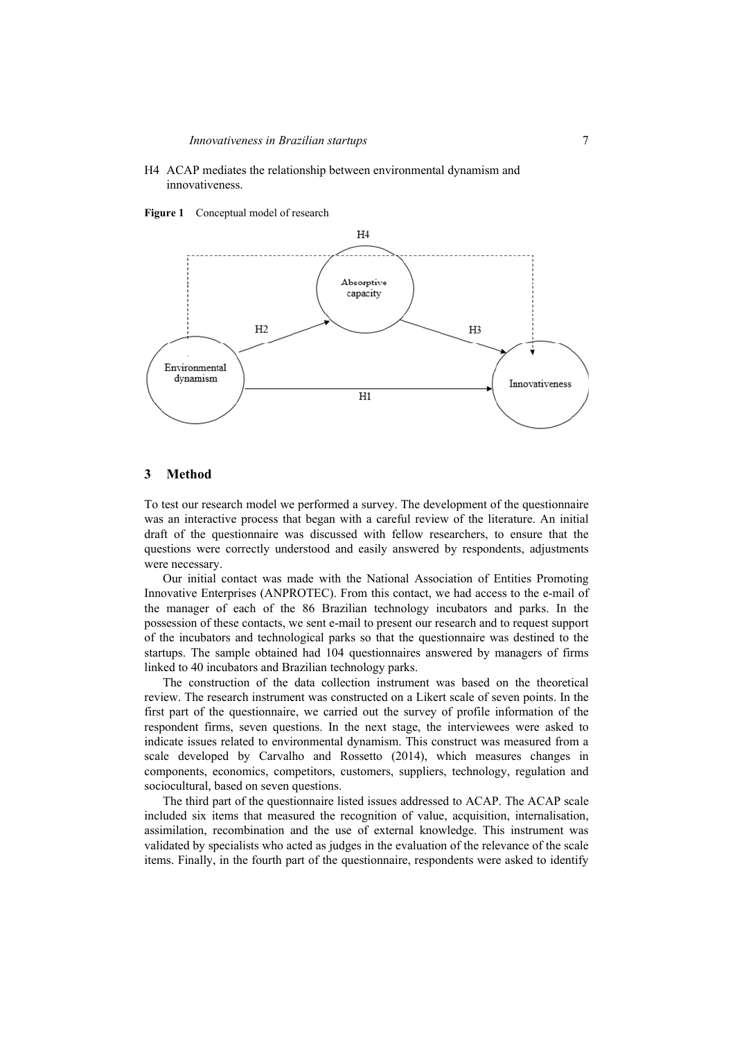H4 ACAP mediates the relationship between environmental dynamism and innovativeness.

**Figure 1** Conceptual model of research

## 3 Method

To test our research model we performed a survey. The development of the questionnaire was an interactive process that began with a careful review of the literature. An initial draft of the questionnaire was discussed with fellow researchers, to ensure that the questions were correctly understood and easily answered by respondents, adjustments were necessary.

Our initial contact was made with the National Association of Entities Promoting Innovative Enterprises (ANPROTEC). From this contact, we had access to the e-mail of the manager of each of the 86 Brazilian technology incubators and parks. In the possession of these contacts, we sent e-mail to present our research and to request support of the incubators and technological parks so that the questionnaire was destined to the startups. The sample obtained had 104 questionnaires answered by managers of firms linked to 40 incubators and Brazilian technology parks.

The construction of the data collection instrument was based on the theoretical review. The research instrument was constructed on a Likert scale of seven points. In the first part of the questionnaire, we carried out the survey of profile information of the respondent firms, seven questions. In the next stage, the interviewees were asked to indicate issues related to environmental dynamism. This construct was measured from a scale developed by Carvalho and Rossetto (2014), which measures changes in components, economics, competitors, customers, suppliers, technology, regulation and sociocultural, based on seven questions.

The third part of the questionnaire listed issues addressed to ACAP. The ACAP scale included six items that measured the recognition of value, acquisition, internalisation, assimilation, recombination and the use of external knowledge. This instrument was validated by specialists who acted as judges in the evaluation of the relevance of the scale items. Finally, in the fourth part of the questionnaire, respondents were asked to identify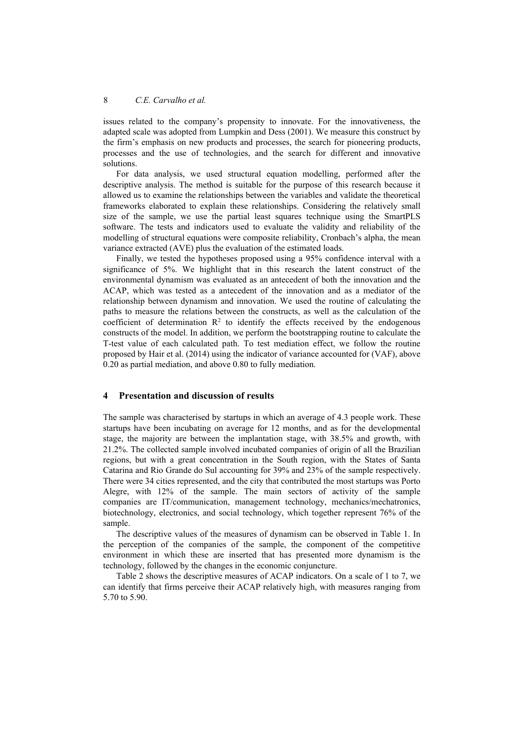issues related to the company's propensity to innovate. For the innovativeness, the adapted scale was adopted from Lumpkin and Dess (2001). We measure this construct by the firm's emphasis on new products and processes, the search for pioneering products, processes and the use of technologies, and the search for different and innovative solutions.

For data analysis, we used structural equation modelling, performed after the descriptive analysis. The method is suitable for the purpose of this research because it allowed us to examine the relationships between the variables and validate the theoretical frameworks elaborated to explain these relationships. Considering the relatively small size of the sample, we use the partial least squares technique using the SmartPLS software. The tests and indicators used to evaluate the validity and reliability of the modelling of structural equations were composite reliability, Cronbach's alpha, the mean variance extracted (AVE) plus the evaluation of the estimated loads.

Finally, we tested the hypotheses proposed using a 95% confidence interval with a significance of 5%. We highlight that in this research the latent construct of the environmental dynamism was evaluated as an antecedent of both the innovation and the ACAP, which was tested as a antecedent of the innovation and as a mediator of the relationship between dynamism and innovation. We used the routine of calculating the paths to measure the relations between the constructs, as well as the calculation of the coefficient of determination $R^2$ to identify the effects received by the endogenous constructs of the model. In addition, we perform the bootstrapping routine to calculate the T-test value of each calculated path. To test mediation effect, we follow the routine proposed by Hair et al. (2014) using the indicator of variance accounted for (VAF), above 0.20 as partial mediation, and above 0.80 to fully mediation.

## 4 Presentation and discussion of results

The sample was characterised by startups in which an average of 4.3 people work. These startups have been incubating on average for 12 months, and as for the developmental stage, the majority are between the implantation stage, with 38.5% and growth, with 21.2%. The collected sample involved incubated companies of origin of all the Brazilian regions, but with a great concentration in the South region, with the States of Santa Catarina and Rio Grande do Sul accounting for 39% and 23% of the sample respectively. There were 34 cities represented, and the city that contributed the most startups was Porto Alegre, with 12% of the sample. The main sectors of activity of the sample companies are IT/communication, management technology, mechanics/mechatronics, biotechnology, electronics, and social technology, which together represent 76% of the sample.

The descriptive values of the measures of dynamism can be observed in Table 1. In the perception of the companies of the sample, the component of the competitive environment in which these are inserted that has presented more dynamism is the technology, followed by the changes in the economic conjuncture.

Table 2 shows the descriptive measures of ACAP indicators. On a scale of 1 to 7, we can identify that firms perceive their ACAP relatively high, with measures ranging from 5.70 to 5.90.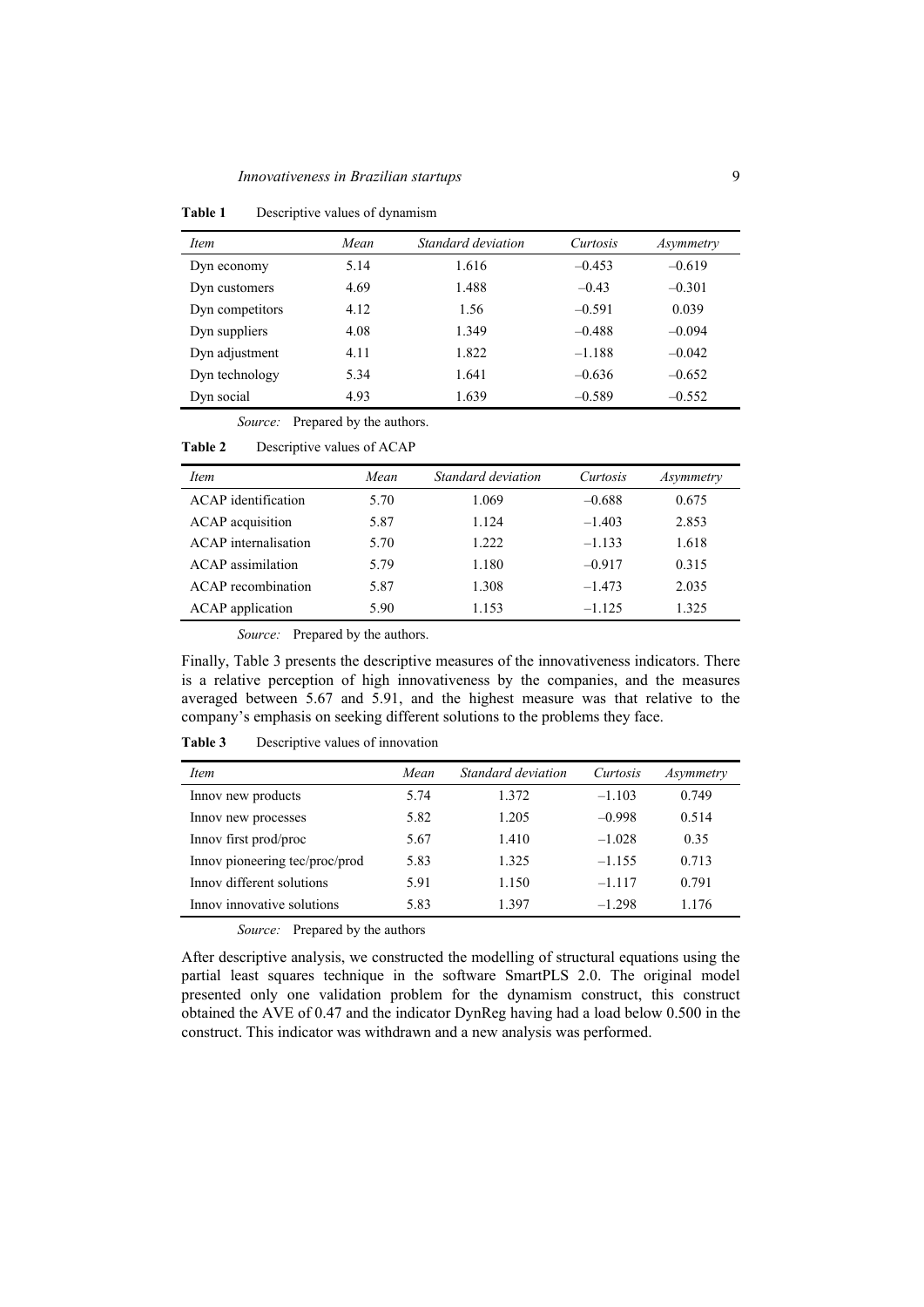**Table 1** Descriptive values of dynamism

| *Item* | *Mean* | *Standard deviation* | *Curtosis* | *Asymmetry* |
|---|---|---|---|---|
| Dyn economy | 5.14 | 1.616 | –0.453 | –0.619 |
| Dyn customers | 4.69 | 1.488 | –0.43 | –0.301 |
| Dyn competitors | 4.12 | 1.56 | –0.591 | 0.039 |
| Dyn suppliers | 4.08 | 1.349 | –0.488 | –0.094 |
| Dyn adjustment | 4.11 | 1.822 | –1.188 | –0.042 |
| Dyn technology | 5.34 | 1.641 | –0.636 | –0.652 |
| Dyn social | 4.93 | 1.639 | –0.589 | –0.552 |

*Source:* Prepared by the authors.

**Table 2** Descriptive values of ACAP

| *Item* | *Mean* | *Standard deviation* | *Curtosis* | *Asymmetry* |
|---|---|---|---|---|
| ACAP identification | 5.70 | 1.069 | –0.688 | 0.675 |
| ACAP acquisition | 5.87 | 1.124 | –1.403 | 2.853 |
| ACAP internalisation | 5.70 | 1.222 | –1.133 | 1.618 |
| ACAP assimilation | 5.79 | 1.180 | –0.917 | 0.315 |
| ACAP recombination | 5.87 | 1.308 | –1.473 | 2.035 |
| ACAP application | 5.90 | 1.153 | –1.125 | 1.325 |

*Source:* Prepared by the authors.

Finally, Table 3 presents the descriptive measures of the innovativeness indicators. There is a relative perception of high innovativeness by the companies, and the measures averaged between 5.67 and 5.91, and the highest measure was that relative to the company's emphasis on seeking different solutions to the problems they face.

**Table 3** Descriptive values of innovation

| *Item* | *Mean* | *Standard deviation* | *Curtosis* | *Asymmetry* |
|---|---|---|---|---|
| Innov new products | 5.74 | 1.372 | –1.103 | 0.749 |
| Innov new processes | 5.82 | 1.205 | –0.998 | 0.514 |
| Innov first prod/proc | 5.67 | 1.410 | –1.028 | 0.35 |
| Innov pioneering tec/proc/prod | 5.83 | 1.325 | –1.155 | 0.713 |
| Innov different solutions | 5.91 | 1.150 | –1.117 | 0.791 |
| Innov innovative solutions | 5.83 | 1.397 | –1.298 | 1.176 |

*Source:* Prepared by the authors

After descriptive analysis, we constructed the modelling of structural equations using the partial least squares technique in the software SmartPLS 2.0. The original model presented only one validation problem for the dynamism construct, this construct obtained the AVE of 0.47 and the indicator DynReg having had a load below 0.500 in the construct. This indicator was withdrawn and a new analysis was performed.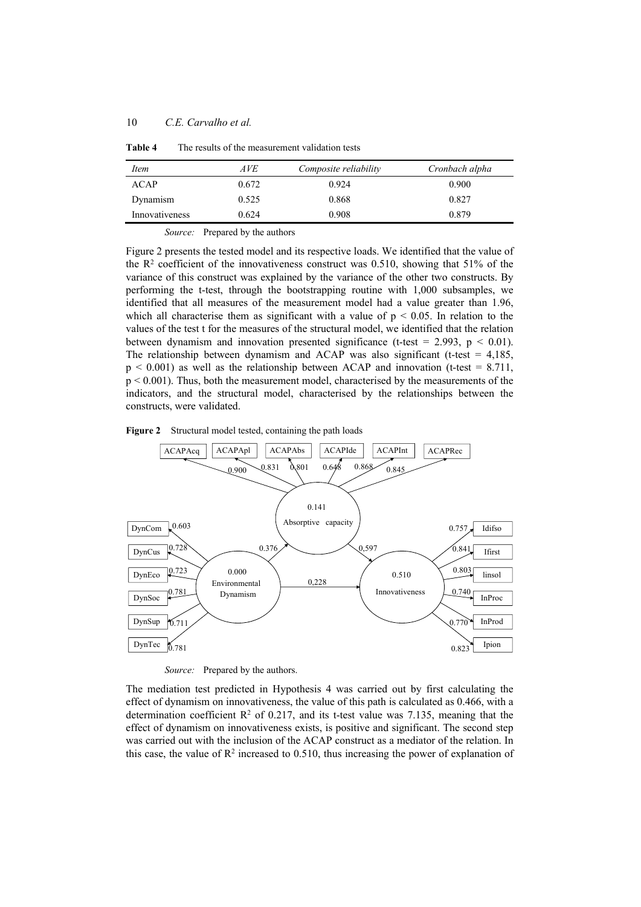**Table 4** The results of the measurement validation tests

| *Item* | *AVE* | *Composite reliability* | *Cronbach alpha* |
|---|---|---|---|
| ACAP | 0.672 | 0.924 | 0.900 |
| Dynamism | 0.525 | 0.868 | 0.827 |
| Innovativeness | 0.624 | 0.908 | 0.879 |

*Source:* Prepared by the authors

Figure 2 presents the tested model and its respective loads. We identified that the value of the $R^2$ coefficient of the innovativeness construct was 0.510, showing that 51% of the variance of this construct was explained by the variance of the other two constructs. By performing the t-test, through the bootstrapping routine with 1,000 subsamples, we identified that all measures of the measurement model had a value greater than 1.96, which all characterise them as significant with a value of $p < 0.05$. In relation to the values of the test t for the measures of the structural model, we identified that the relation between dynamism and innovation presented significance (t-test = 2.993, $p < 0.01$). The relationship between dynamism and ACAP was also significant (t-test = 4,185, $p < 0.001$) as well as the relationship between ACAP and innovation (t-test = 8.711, $p < 0.001$). Thus, both the measurement model, characterised by the measurements of the indicators, and the structural model, characterised by the relationships between the constructs, were validated.

**Figure 2** Structural model tested, containing the path loads

*Source:* Prepared by the authors.

The mediation test predicted in Hypothesis 4 was carried out by first calculating the effect of dynamism on innovativeness, the value of this path is calculated as 0.466, with a determination coefficient $R^2$ of 0.217, and its t-test value was 7.135, meaning that the effect of dynamism on innovativeness exists, is positive and significant. The second step was carried out with the inclusion of the ACAP construct as a mediator of the relation. In this case, the value of $R^2$ increased to 0.510, thus increasing the power of explanation of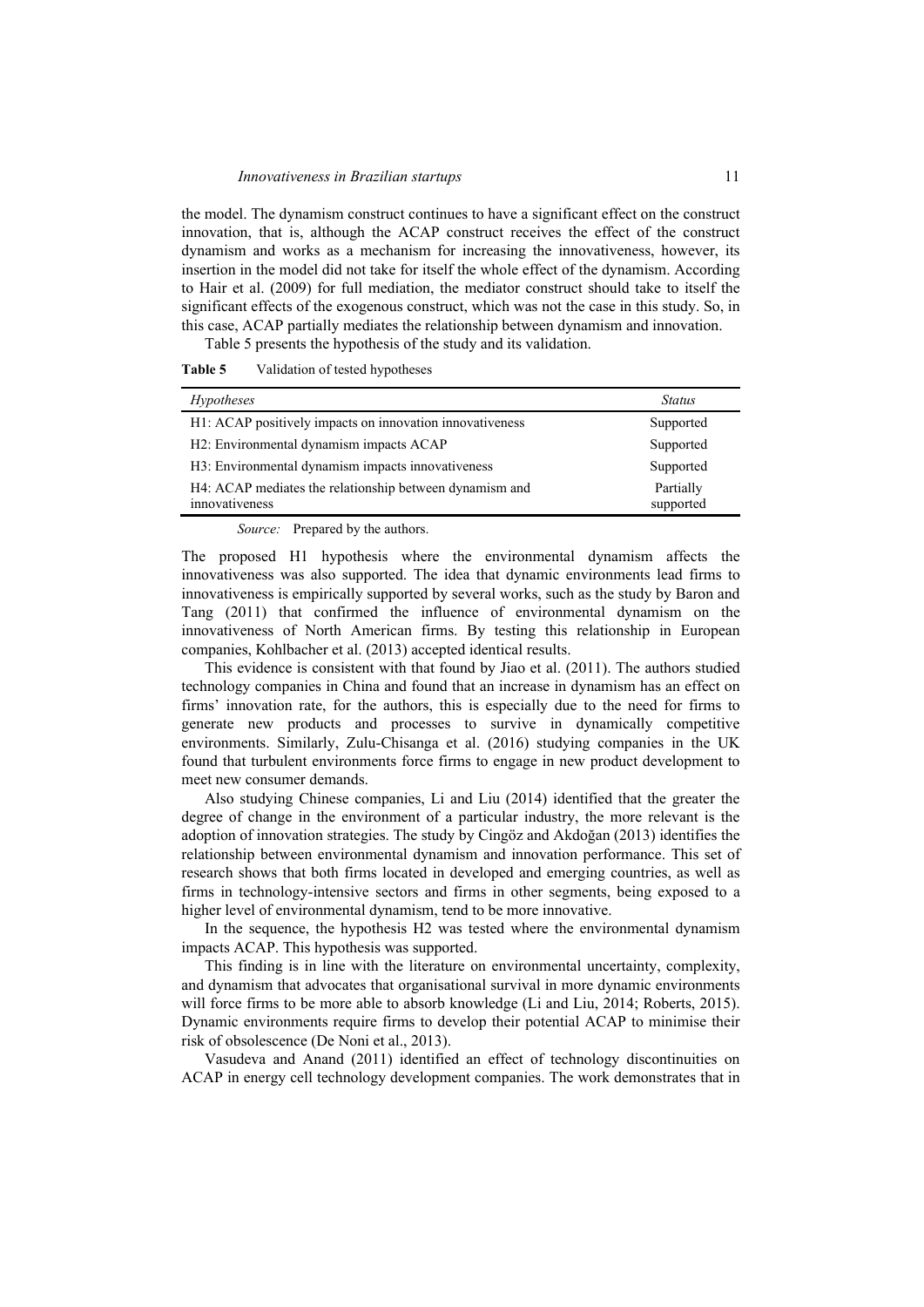the model. The dynamism construct continues to have a significant effect on the construct innovation, that is, although the ACAP construct receives the effect of the construct dynamism and works as a mechanism for increasing the innovativeness, however, its insertion in the model did not take for itself the whole effect of the dynamism. According to Hair et al. (2009) for full mediation, the mediator construct should take to itself the significant effects of the exogenous construct, which was not the case in this study. So, in this case, ACAP partially mediates the relationship between dynamism and innovation.

Table 5 presents the hypothesis of the study and its validation.

**Table 5** Validation of tested hypotheses

| *Hypotheses* | *Status* |
|---|---|
| H1: ACAP positively impacts on innovation innovativeness | Supported |
| H2: Environmental dynamism impacts ACAP | Supported |
| H3: Environmental dynamism impacts innovativeness | Supported |
| H4: ACAP mediates the relationship between dynamism and innovativeness | Partially supported |

*Source:* Prepared by the authors.

The proposed H1 hypothesis where the environmental dynamism affects the innovativeness was also supported. The idea that dynamic environments lead firms to innovativeness is empirically supported by several works, such as the study by Baron and Tang (2011) that confirmed the influence of environmental dynamism on the innovativeness of North American firms. By testing this relationship in European companies, Kohlbacher et al. (2013) accepted identical results.

This evidence is consistent with that found by Jiao et al. (2011). The authors studied technology companies in China and found that an increase in dynamism has an effect on firms' innovation rate, for the authors, this is especially due to the need for firms to generate new products and processes to survive in dynamically competitive environments. Similarly, Zulu-Chisanga et al. (2016) studying companies in the UK found that turbulent environments force firms to engage in new product development to meet new consumer demands.

Also studying Chinese companies, Li and Liu (2014) identified that the greater the degree of change in the environment of a particular industry, the more relevant is the adoption of innovation strategies. The study by Cingöz and Akdoğan (2013) identifies the relationship between environmental dynamism and innovation performance. This set of research shows that both firms located in developed and emerging countries, as well as firms in technology-intensive sectors and firms in other segments, being exposed to a higher level of environmental dynamism, tend to be more innovative.

In the sequence, the hypothesis H2 was tested where the environmental dynamism impacts ACAP. This hypothesis was supported.

This finding is in line with the literature on environmental uncertainty, complexity, and dynamism that advocates that organisational survival in more dynamic environments will force firms to be more able to absorb knowledge (Li and Liu, 2014; Roberts, 2015). Dynamic environments require firms to develop their potential ACAP to minimise their risk of obsolescence (De Noni et al., 2013).

Vasudeva and Anand (2011) identified an effect of technology discontinuities on ACAP in energy cell technology development companies. The work demonstrates that in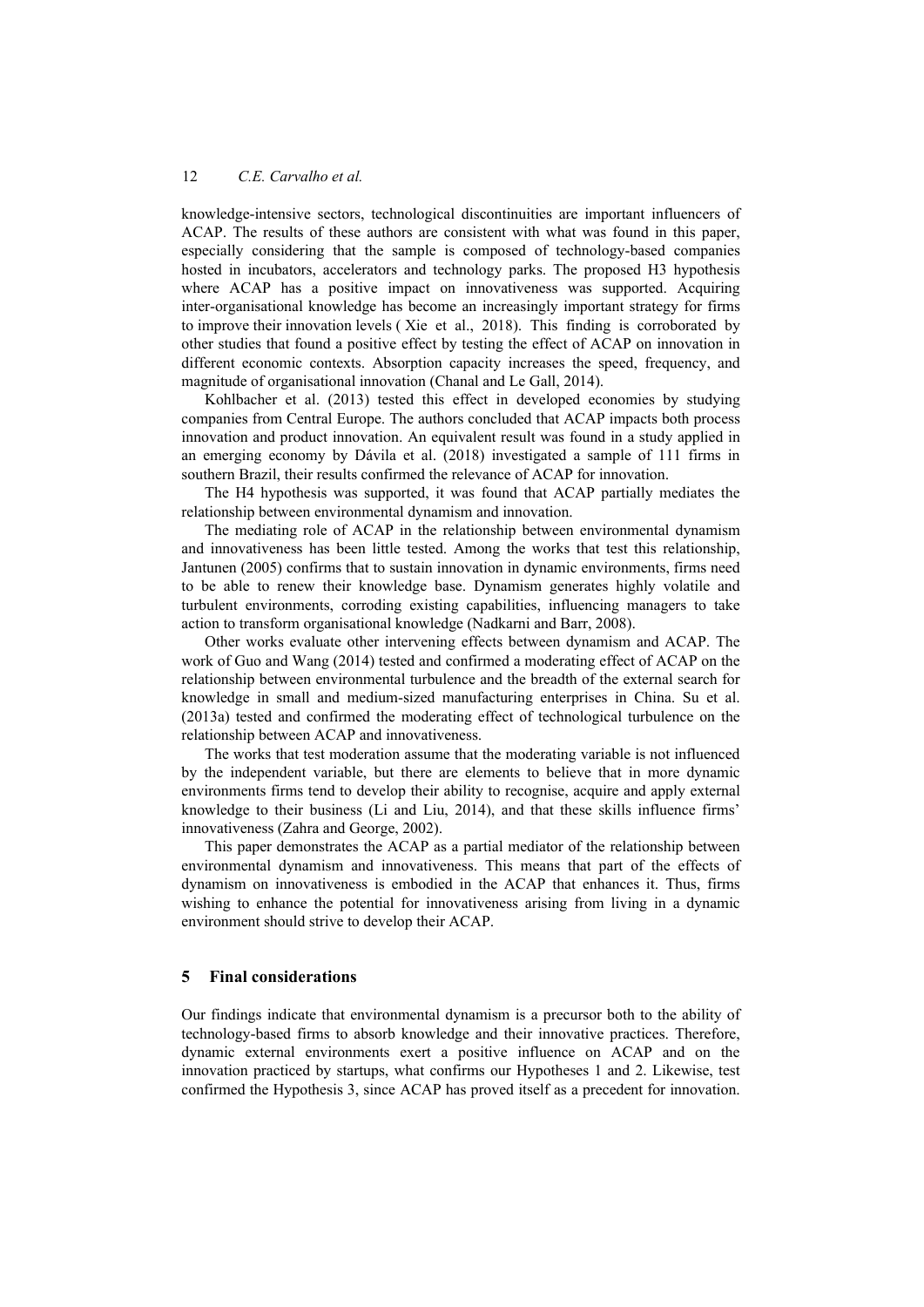knowledge-intensive sectors, technological discontinuities are important influencers of ACAP. The results of these authors are consistent with what was found in this paper, especially considering that the sample is composed of technology-based companies hosted in incubators, accelerators and technology parks. The proposed H3 hypothesis where ACAP has a positive impact on innovativeness was supported. Acquiring inter-organisational knowledge has become an increasingly important strategy for firms to improve their innovation levels ( Xie et al., 2018). This finding is corroborated by other studies that found a positive effect by testing the effect of ACAP on innovation in different economic contexts. Absorption capacity increases the speed, frequency, and magnitude of organisational innovation (Chanal and Le Gall, 2014).

Kohlbacher et al. (2013) tested this effect in developed economies by studying companies from Central Europe. The authors concluded that ACAP impacts both process innovation and product innovation. An equivalent result was found in a study applied in an emerging economy by Dávila et al. (2018) investigated a sample of 111 firms in southern Brazil, their results confirmed the relevance of ACAP for innovation.

The H4 hypothesis was supported, it was found that ACAP partially mediates the relationship between environmental dynamism and innovation.

The mediating role of ACAP in the relationship between environmental dynamism and innovativeness has been little tested. Among the works that test this relationship, Jantunen (2005) confirms that to sustain innovation in dynamic environments, firms need to be able to renew their knowledge base. Dynamism generates highly volatile and turbulent environments, corroding existing capabilities, influencing managers to take action to transform organisational knowledge (Nadkarni and Barr, 2008).

Other works evaluate other intervening effects between dynamism and ACAP. The work of Guo and Wang (2014) tested and confirmed a moderating effect of ACAP on the relationship between environmental turbulence and the breadth of the external search for knowledge in small and medium-sized manufacturing enterprises in China. Su et al. (2013a) tested and confirmed the moderating effect of technological turbulence on the relationship between ACAP and innovativeness.

The works that test moderation assume that the moderating variable is not influenced by the independent variable, but there are elements to believe that in more dynamic environments firms tend to develop their ability to recognise, acquire and apply external knowledge to their business (Li and Liu, 2014), and that these skills influence firms' innovativeness (Zahra and George, 2002).

This paper demonstrates the ACAP as a partial mediator of the relationship between environmental dynamism and innovativeness. This means that part of the effects of dynamism on innovativeness is embodied in the ACAP that enhances it. Thus, firms wishing to enhance the potential for innovativeness arising from living in a dynamic environment should strive to develop their ACAP.

## 5 Final considerations

Our findings indicate that environmental dynamism is a precursor both to the ability of technology-based firms to absorb knowledge and their innovative practices. Therefore, dynamic external environments exert a positive influence on ACAP and on the innovation practiced by startups, what confirms our Hypotheses 1 and 2. Likewise, test confirmed the Hypothesis 3, since ACAP has proved itself as a precedent for innovation.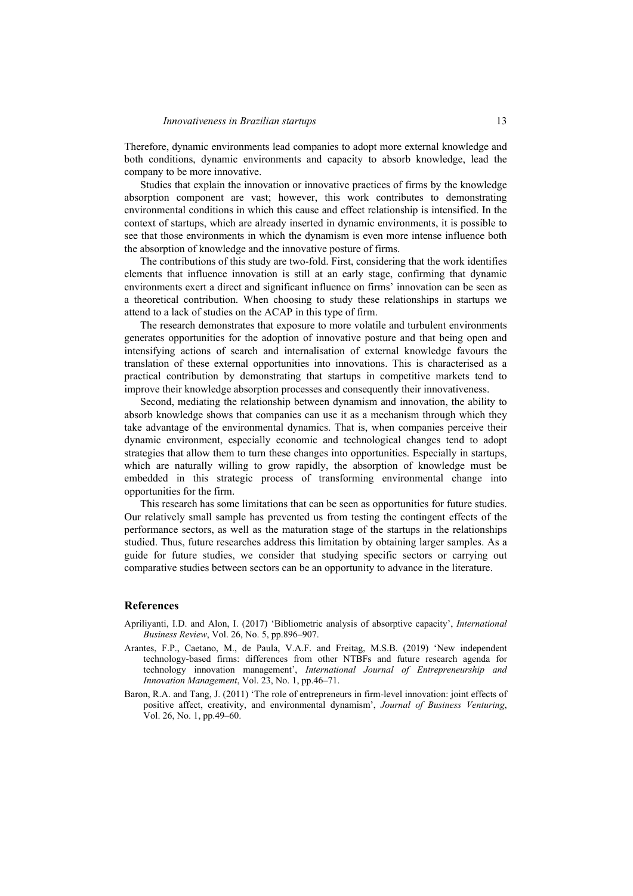Therefore, dynamic environments lead companies to adopt more external knowledge and both conditions, dynamic environments and capacity to absorb knowledge, lead the company to be more innovative.

Studies that explain the innovation or innovative practices of firms by the knowledge absorption component are vast; however, this work contributes to demonstrating environmental conditions in which this cause and effect relationship is intensified. In the context of startups, which are already inserted in dynamic environments, it is possible to see that those environments in which the dynamism is even more intense influence both the absorption of knowledge and the innovative posture of firms.

The contributions of this study are two-fold. First, considering that the work identifies elements that influence innovation is still at an early stage, confirming that dynamic environments exert a direct and significant influence on firms' innovation can be seen as a theoretical contribution. When choosing to study these relationships in startups we attend to a lack of studies on the ACAP in this type of firm.

The research demonstrates that exposure to more volatile and turbulent environments generates opportunities for the adoption of innovative posture and that being open and intensifying actions of search and internalisation of external knowledge favours the translation of these external opportunities into innovations. This is characterised as a practical contribution by demonstrating that startups in competitive markets tend to improve their knowledge absorption processes and consequently their innovativeness.

Second, mediating the relationship between dynamism and innovation, the ability to absorb knowledge shows that companies can use it as a mechanism through which they take advantage of the environmental dynamics. That is, when companies perceive their dynamic environment, especially economic and technological changes tend to adopt strategies that allow them to turn these changes into opportunities. Especially in startups, which are naturally willing to grow rapidly, the absorption of knowledge must be embedded in this strategic process of transforming environmental change into opportunities for the firm.

This research has some limitations that can be seen as opportunities for future studies. Our relatively small sample has prevented us from testing the contingent effects of the performance sectors, as well as the maturation stage of the startups in the relationships studied. Thus, future researches address this limitation by obtaining larger samples. As a guide for future studies, we consider that studying specific sectors or carrying out comparative studies between sectors can be an opportunity to advance in the literature.

## References

Apriliyanti, I.D. and Alon, I. (2017) 'Bibliometric analysis of absorptive capacity', *International Business Review*, Vol. 26, No. 5, pp.896–907.

Arantes, F.P., Caetano, M., de Paula, V.A.F. and Freitag, M.S.B. (2019) 'New independent technology-based firms: differences from other NTBFs and future research agenda for technology innovation management', *International Journal of Entrepreneurship and Innovation Management*, Vol. 23, No. 1, pp.46–71.

Baron, R.A. and Tang, J. (2011) 'The role of entrepreneurs in firm-level innovation: joint effects of positive affect, creativity, and environmental dynamism', *Journal of Business Venturing*, Vol. 26, No. 1, pp.49–60.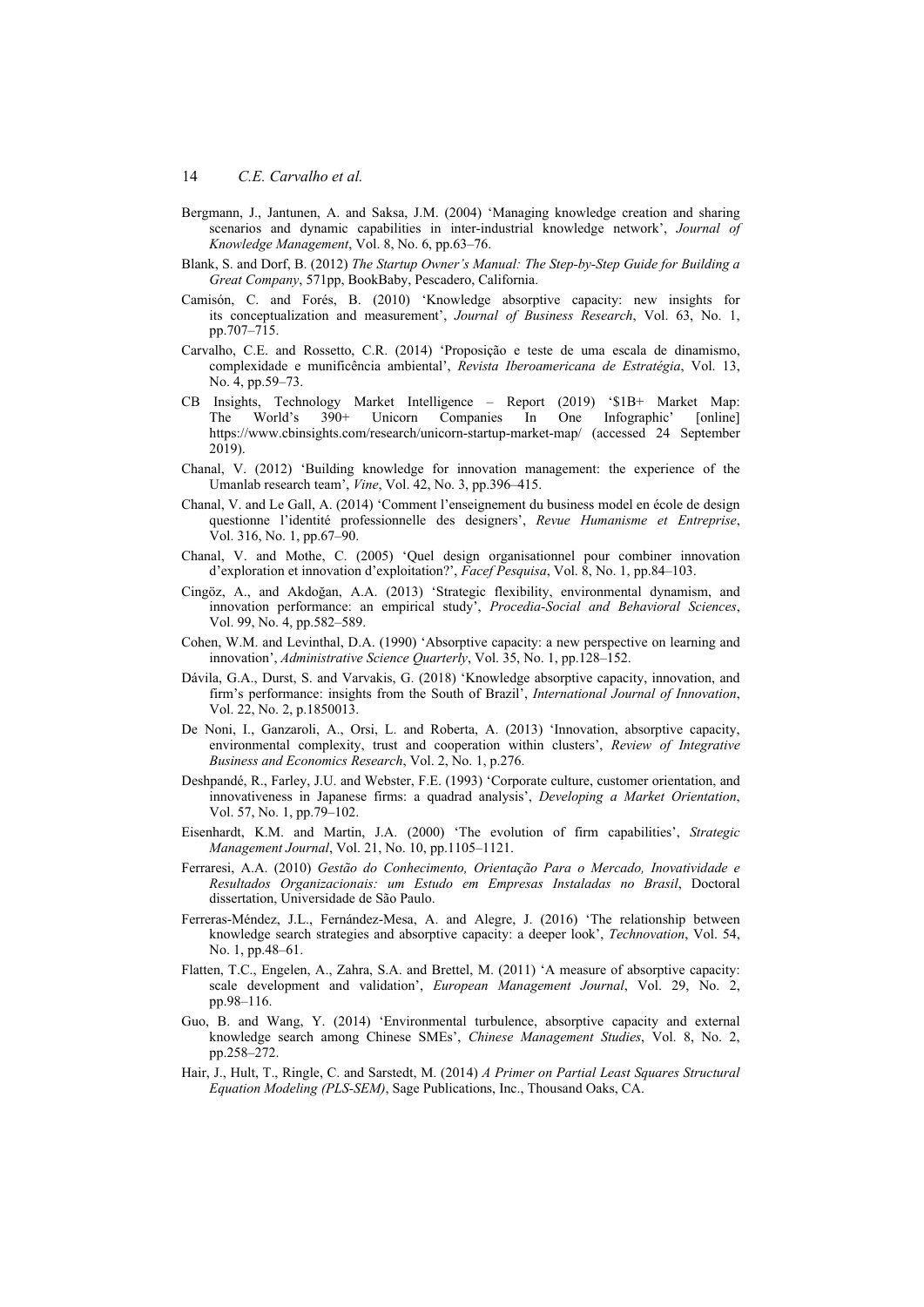Bergmann, J., Jantunen, A. and Saksa, J.M. (2004) 'Managing knowledge creation and sharing scenarios and dynamic capabilities in inter-industrial knowledge network', *Journal of Knowledge Management*, Vol. 8, No. 6, pp.63–76.

Blank, S. and Dorf, B. (2012) *The Startup Owner's Manual: The Step-by-Step Guide for Building a Great Company*, 571pp, BookBaby, Pescadero, California.

Camisón, C. and Forés, B. (2010) 'Knowledge absorptive capacity: new insights for its conceptualization and measurement', *Journal of Business Research*, Vol. 63, No. 1, pp.707–715.

Carvalho, C.E. and Rossetto, C.R. (2014) 'Proposição e teste de uma escala de dinamismo, complexidade e munificência ambiental', *Revista Iberoamericana de Estratégia*, Vol. 13, No. 4, pp.59–73.

CB Insights, Technology Market Intelligence – Report (2019) '$1B+ Market Map: The World's 390+ Unicorn Companies In One Infographic' [online] https://www.cbinsights.com/research/unicorn-startup-market-map/ (accessed 24 September 2019).

Chanal, V. (2012) 'Building knowledge for innovation management: the experience of the Umanlab research team', *Vine*, Vol. 42, No. 3, pp.396–415.

Chanal, V. and Le Gall, A. (2014) 'Comment l'enseignement du business model en école de design questionne l'identité professionnelle des designers', *Revue Humanisme et Entreprise*, Vol. 316, No. 1, pp.67–90.

Chanal, V. and Mothe, C. (2005) 'Quel design organisationnel pour combiner innovation d'exploration et innovation d'exploitation?', *Facef Pesquisa*, Vol. 8, No. 1, pp.84–103.

Cingöz, A., and Akdoğan, A.A. (2013) 'Strategic flexibility, environmental dynamism, and innovation performance: an empirical study', *Procedia-Social and Behavioral Sciences*, Vol. 99, No. 4, pp.582–589.

Cohen, W.M. and Levinthal, D.A. (1990) 'Absorptive capacity: a new perspective on learning and innovation', *Administrative Science Quarterly*, Vol. 35, No. 1, pp.128–152.

Dávila, G.A., Durst, S. and Varvakis, G. (2018) 'Knowledge absorptive capacity, innovation, and firm's performance: insights from the South of Brazil', *International Journal of Innovation*, Vol. 22, No. 2, p.1850013.

De Noni, I., Ganzaroli, A., Orsi, L. and Roberta, A. (2013) 'Innovation, absorptive capacity, environmental complexity, trust and cooperation within clusters', *Review of Integrative Business and Economics Research*, Vol. 2, No. 1, p.276.

Deshpandé, R., Farley, J.U. and Webster, F.E. (1993) 'Corporate culture, customer orientation, and innovativeness in Japanese firms: a quadrad analysis', *Developing a Market Orientation*, Vol. 57, No. 1, pp.79–102.

Eisenhardt, K.M. and Martin, J.A. (2000) 'The evolution of firm capabilities', *Strategic Management Journal*, Vol. 21, No. 10, pp.1105–1121.

Ferraresi, A.A. (2010) *Gestão do Conhecimento, Orientação Para o Mercado, Inovatividade e Resultados Organizacionais: um Estudo em Empresas Instaladas no Brasil*, Doctoral dissertation, Universidade de São Paulo.

Ferreras-Méndez, J.L., Fernández-Mesa, A. and Alegre, J. (2016) 'The relationship between knowledge search strategies and absorptive capacity: a deeper look', *Technovation*, Vol. 54, No. 1, pp.48–61.

Flatten, T.C., Engelen, A., Zahra, S.A. and Brettel, M. (2011) 'A measure of absorptive capacity: scale development and validation', *European Management Journal*, Vol. 29, No. 2, pp.98–116.

Guo, B. and Wang, Y. (2014) 'Environmental turbulence, absorptive capacity and external knowledge search among Chinese SMEs', *Chinese Management Studies*, Vol. 8, No. 2, pp.258–272.

Hair, J., Hult, T., Ringle, C. and Sarstedt, M. (2014) *A Primer on Partial Least Squares Structural Equation Modeling (PLS-SEM)*, Sage Publications, Inc., Thousand Oaks, CA.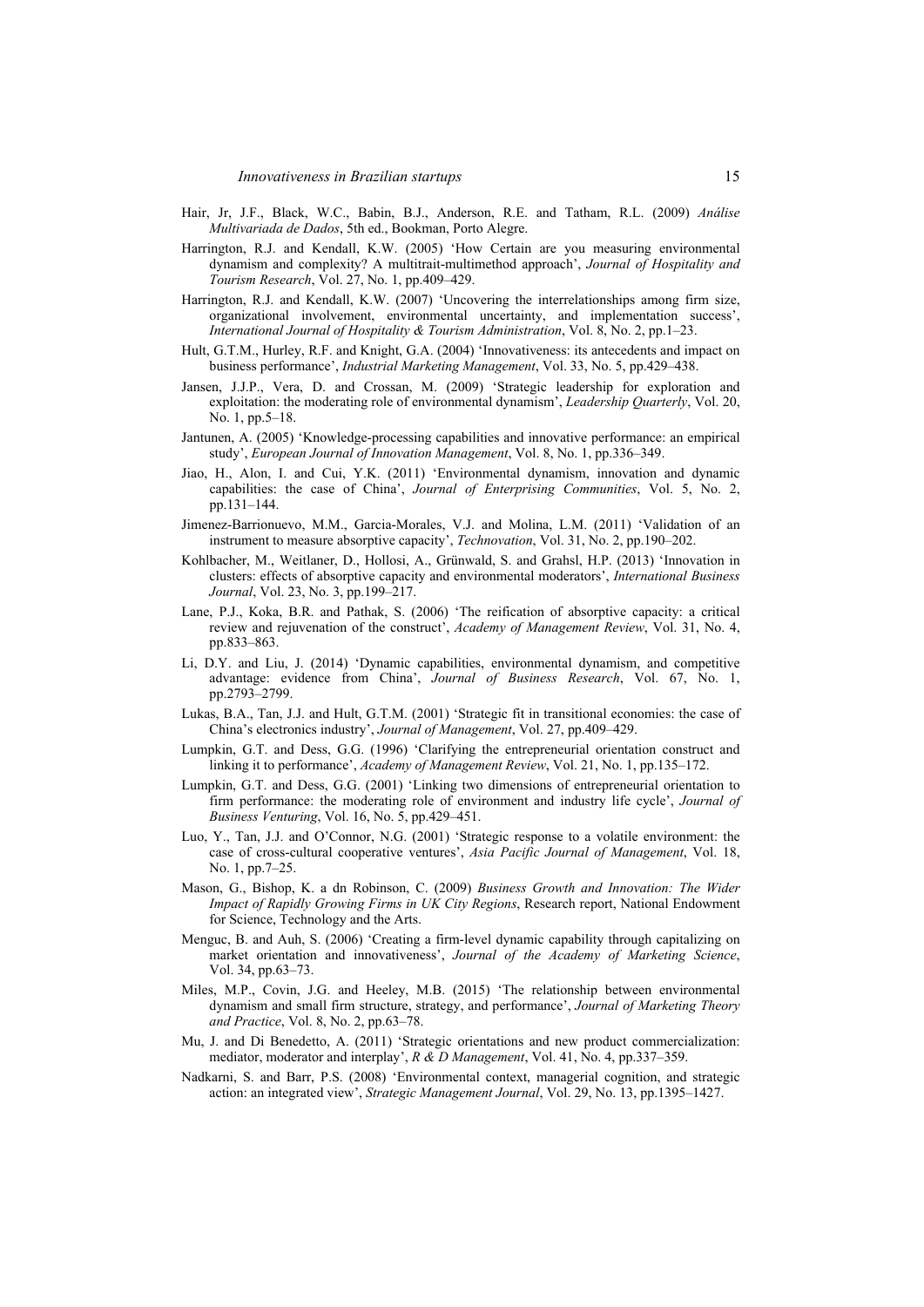Hair, Jr, J.F., Black, W.C., Babin, B.J., Anderson, R.E. and Tatham, R.L. (2009) *Análise Multivariada de Dados*, 5th ed., Bookman, Porto Alegre.

Harrington, R.J. and Kendall, K.W. (2005) 'How Certain are you measuring environmental dynamism and complexity? A multitrait-multimethod approach', *Journal of Hospitality and Tourism Research*, Vol. 27, No. 1, pp.409–429.

Harrington, R.J. and Kendall, K.W. (2007) 'Uncovering the interrelationships among firm size, organizational involvement, environmental uncertainty, and implementation success', *International Journal of Hospitality & Tourism Administration*, Vol. 8, No. 2, pp.1–23.

Hult, G.T.M., Hurley, R.F. and Knight, G.A. (2004) 'Innovativeness: its antecedents and impact on business performance', *Industrial Marketing Management*, Vol. 33, No. 5, pp.429–438.

Jansen, J.J.P., Vera, D. and Crossan, M. (2009) 'Strategic leadership for exploration and exploitation: the moderating role of environmental dynamism', *Leadership Quarterly*, Vol. 20, No. 1, pp.5–18.

Jantunen, A. (2005) 'Knowledge-processing capabilities and innovative performance: an empirical study', *European Journal of Innovation Management*, Vol. 8, No. 1, pp.336–349.

Jiao, H., Alon, I. and Cui, Y.K. (2011) 'Environmental dynamism, innovation and dynamic capabilities: the case of China', *Journal of Enterprising Communities*, Vol. 5, No. 2, pp.131–144.

Jimenez-Barrionuevo, M.M., Garcia-Morales, V.J. and Molina, L.M. (2011) 'Validation of an instrument to measure absorptive capacity', *Technovation*, Vol. 31, No. 2, pp.190–202.

Kohlbacher, M., Weitlaner, D., Hollosi, A., Grünwald, S. and Grahsl, H.P. (2013) 'Innovation in clusters: effects of absorptive capacity and environmental moderators', *International Business Journal*, Vol. 23, No. 3, pp.199–217.

Lane, P.J., Koka, B.R. and Pathak, S. (2006) 'The reification of absorptive capacity: a critical review and rejuvenation of the construct', *Academy of Management Review*, Vol. 31, No. 4, pp.833–863.

Li, D.Y. and Liu, J. (2014) 'Dynamic capabilities, environmental dynamism, and competitive advantage: evidence from China', *Journal of Business Research*, Vol. 67, No. 1, pp.2793–2799.

Lukas, B.A., Tan, J.J. and Hult, G.T.M. (2001) 'Strategic fit in transitional economies: the case of China's electronics industry', *Journal of Management*, Vol. 27, pp.409–429.

Lumpkin, G.T. and Dess, G.G. (1996) 'Clarifying the entrepreneurial orientation construct and linking it to performance', *Academy of Management Review*, Vol. 21, No. 1, pp.135–172.

Lumpkin, G.T. and Dess, G.G. (2001) 'Linking two dimensions of entrepreneurial orientation to firm performance: the moderating role of environment and industry life cycle', *Journal of Business Venturing*, Vol. 16, No. 5, pp.429–451.

Luo, Y., Tan, J.J. and O'Connor, N.G. (2001) 'Strategic response to a volatile environment: the case of cross-cultural cooperative ventures', *Asia Pacific Journal of Management*, Vol. 18, No. 1, pp.7–25.

Mason, G., Bishop, K. a dn Robinson, C. (2009) *Business Growth and Innovation: The Wider Impact of Rapidly Growing Firms in UK City Regions*, Research report, National Endowment for Science, Technology and the Arts.

Menguc, B. and Auh, S. (2006) 'Creating a firm-level dynamic capability through capitalizing on market orientation and innovativeness', *Journal of the Academy of Marketing Science*, Vol. 34, pp.63–73.

Miles, M.P., Covin, J.G. and Heeley, M.B. (2015) 'The relationship between environmental dynamism and small firm structure, strategy, and performance', *Journal of Marketing Theory and Practice*, Vol. 8, No. 2, pp.63–78.

Mu, J. and Di Benedetto, A. (2011) 'Strategic orientations and new product commercialization: mediator, moderator and interplay', *R & D Management*, Vol. 41, No. 4, pp.337–359.

Nadkarni, S. and Barr, P.S. (2008) 'Environmental context, managerial cognition, and strategic action: an integrated view', *Strategic Management Journal*, Vol. 29, No. 13, pp.1395–1427.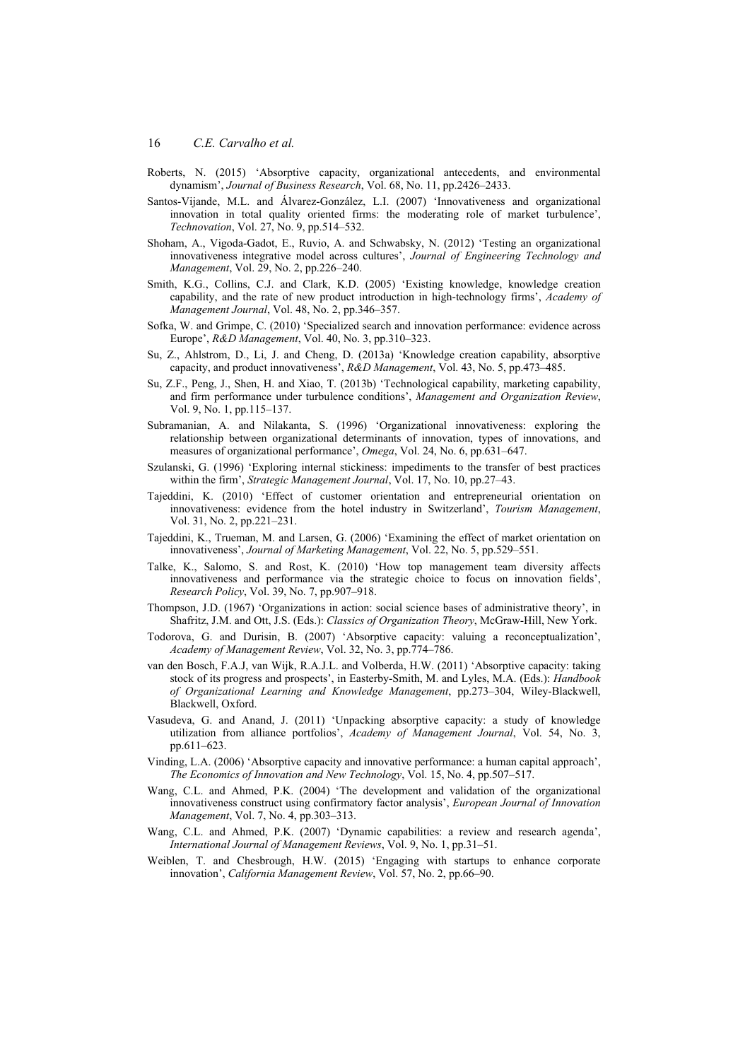Roberts, N. (2015) 'Absorptive capacity, organizational antecedents, and environmental dynamism', *Journal of Business Research*, Vol. 68, No. 11, pp.2426–2433.

Santos-Vijande, M.L. and Álvarez-González, L.I. (2007) 'Innovativeness and organizational innovation in total quality oriented firms: the moderating role of market turbulence', *Technovation*, Vol. 27, No. 9, pp.514–532.

Shoham, A., Vigoda-Gadot, E., Ruvio, A. and Schwabsky, N. (2012) 'Testing an organizational innovativeness integrative model across cultures', *Journal of Engineering Technology and Management*, Vol. 29, No. 2, pp.226–240.

Smith, K.G., Collins, C.J. and Clark, K.D. (2005) 'Existing knowledge, knowledge creation capability, and the rate of new product introduction in high-technology firms', *Academy of Management Journal*, Vol. 48, No. 2, pp.346–357.

Sofka, W. and Grimpe, C. (2010) 'Specialized search and innovation performance: evidence across Europe', *R&D Management*, Vol. 40, No. 3, pp.310–323.

Su, Z., Ahlstrom, D., Li, J. and Cheng, D. (2013a) 'Knowledge creation capability, absorptive capacity, and product innovativeness', *R&D Management*, Vol. 43, No. 5, pp.473–485.

Su, Z.F., Peng, J., Shen, H. and Xiao, T. (2013b) 'Technological capability, marketing capability, and firm performance under turbulence conditions', *Management and Organization Review*, Vol. 9, No. 1, pp.115–137.

Subramanian, A. and Nilakanta, S. (1996) 'Organizational innovativeness: exploring the relationship between organizational determinants of innovation, types of innovations, and measures of organizational performance', *Omega*, Vol. 24, No. 6, pp.631–647.

Szulanski, G. (1996) 'Exploring internal stickiness: impediments to the transfer of best practices within the firm', *Strategic Management Journal*, Vol. 17, No. 10, pp.27–43.

Tajeddini, K. (2010) 'Effect of customer orientation and entrepreneurial orientation on innovativeness: evidence from the hotel industry in Switzerland', *Tourism Management*, Vol. 31, No. 2, pp.221–231.

Tajeddini, K., Trueman, M. and Larsen, G. (2006) 'Examining the effect of market orientation on innovativeness', *Journal of Marketing Management*, Vol. 22, No. 5, pp.529–551.

Talke, K., Salomo, S. and Rost, K. (2010) 'How top management team diversity affects innovativeness and performance via the strategic choice to focus on innovation fields', *Research Policy*, Vol. 39, No. 7, pp.907–918.

Thompson, J.D. (1967) 'Organizations in action: social science bases of administrative theory', in Shafritz, J.M. and Ott, J.S. (Eds.): *Classics of Organization Theory*, McGraw-Hill, New York.

Todorova, G. and Durisin, B. (2007) 'Absorptive capacity: valuing a reconceptualization', *Academy of Management Review*, Vol. 32, No. 3, pp.774–786.

van den Bosch, F.A.J, van Wijk, R.A.J.L. and Volberda, H.W. (2011) 'Absorptive capacity: taking stock of its progress and prospects', in Easterby-Smith, M. and Lyles, M.A. (Eds.): *Handbook of Organizational Learning and Knowledge Management*, pp.273–304, Wiley-Blackwell, Blackwell, Oxford.

Vasudeva, G. and Anand, J. (2011) 'Unpacking absorptive capacity: a study of knowledge utilization from alliance portfolios', *Academy of Management Journal*, Vol. 54, No. 3, pp.611–623.

Vinding, L.A. (2006) 'Absorptive capacity and innovative performance: a human capital approach', *The Economics of Innovation and New Technology*, Vol. 15, No. 4, pp.507–517.

Wang, C.L. and Ahmed, P.K. (2004) 'The development and validation of the organizational innovativeness construct using confirmatory factor analysis', *European Journal of Innovation Management*, Vol. 7, No. 4, pp.303–313.

Wang, C.L. and Ahmed, P.K. (2007) 'Dynamic capabilities: a review and research agenda', *International Journal of Management Reviews*, Vol. 9, No. 1, pp.31–51.

Weiblen, T. and Chesbrough, H.W. (2015) 'Engaging with startups to enhance corporate innovation', *California Management Review*, Vol. 57, No. 2, pp.66–90.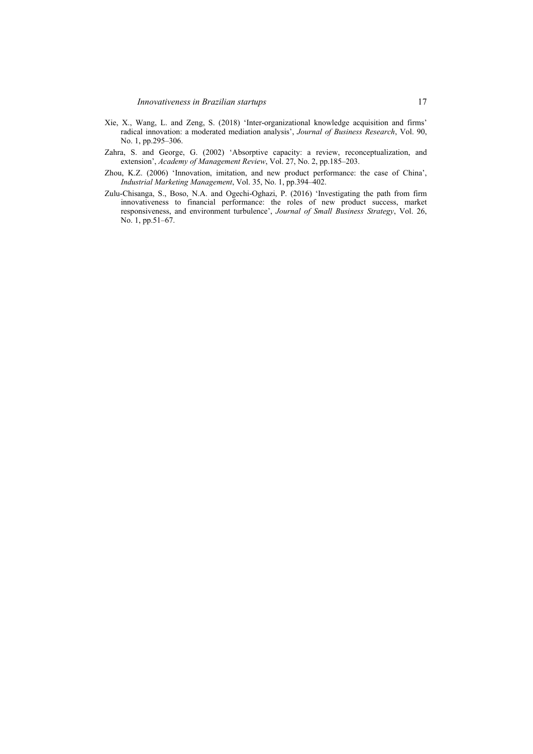Xie, X., Wang, L. and Zeng, S. (2018) 'Inter-organizational knowledge acquisition and firms' radical innovation: a moderated mediation analysis', *Journal of Business Research*, Vol. 90, No. 1, pp.295–306.

Zahra, S. and George, G. (2002) 'Absorptive capacity: a review, reconceptualization, and extension', *Academy of Management Review*, Vol. 27, No. 2, pp.185–203.

Zhou, K.Z. (2006) 'Innovation, imitation, and new product performance: the case of China', *Industrial Marketing Management*, Vol. 35, No. 1, pp.394–402.

Zulu-Chisanga, S., Boso, N.A. and Ogechi-Oghazi, P. (2016) 'Investigating the path from firm innovativeness to financial performance: the roles of new product success, market responsiveness, and environment turbulence', *Journal of Small Business Strategy*, Vol. 26, No. 1, pp.51–67.